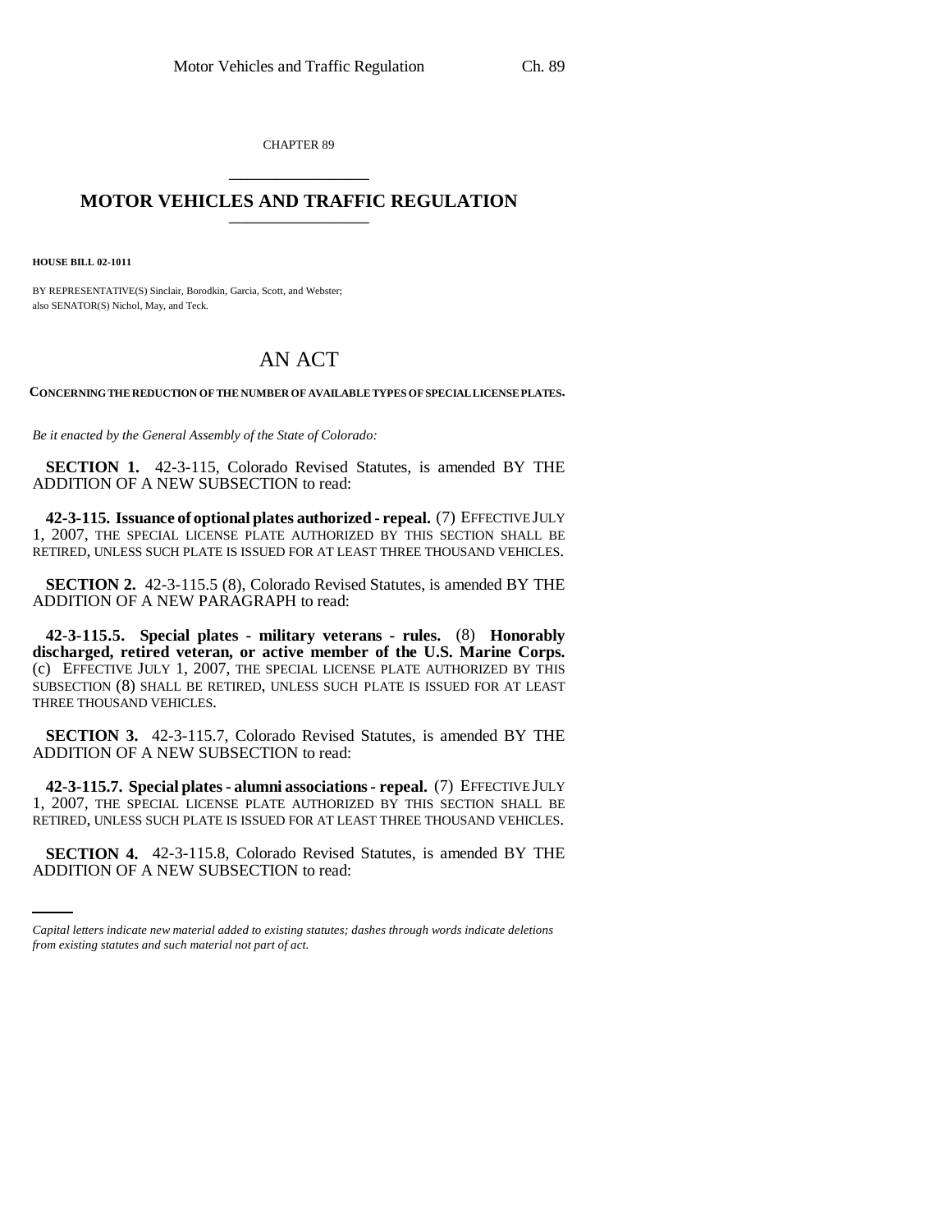CHAPTER 89

# MOTOR VEHICLES AND TRAFFIC REGULATION

**HOUSE BILL 02-1011**

BY REPRESENTATIVE(S) Sinclair, Borodkin, Garcia, Scott, and Webster;
also SENATOR(S) Nichol, May, and Teck.

# AN ACT

**CONCERNING THE REDUCTION OF THE NUMBER OF AVAILABLE TYPES OF SPECIAL LICENSE PLATES.**

*Be it enacted by the General Assembly of the State of Colorado:*

**SECTION 1.** 42-3-115, Colorado Revised Statutes, is amended BY THE ADDITION OF A NEW SUBSECTION to read:

**42-3-115. Issuance of optional plates authorized - repeal.** (7) EFFECTIVE JULY 1, 2007, THE SPECIAL LICENSE PLATE AUTHORIZED BY THIS SECTION SHALL BE RETIRED, UNLESS SUCH PLATE IS ISSUED FOR AT LEAST THREE THOUSAND VEHICLES.

**SECTION 2.** 42-3-115.5 (8), Colorado Revised Statutes, is amended BY THE ADDITION OF A NEW PARAGRAPH to read:

**42-3-115.5. Special plates - military veterans - rules.** (8) **Honorably discharged, retired veteran, or active member of the U.S. Marine Corps.** (c) EFFECTIVE JULY 1, 2007, THE SPECIAL LICENSE PLATE AUTHORIZED BY THIS SUBSECTION (8) SHALL BE RETIRED, UNLESS SUCH PLATE IS ISSUED FOR AT LEAST THREE THOUSAND VEHICLES.

**SECTION 3.** 42-3-115.7, Colorado Revised Statutes, is amended BY THE ADDITION OF A NEW SUBSECTION to read:

**42-3-115.7. Special plates - alumni associations - repeal.** (7) EFFECTIVE JULY 1, 2007, THE SPECIAL LICENSE PLATE AUTHORIZED BY THIS SECTION SHALL BE RETIRED, UNLESS SUCH PLATE IS ISSUED FOR AT LEAST THREE THOUSAND VEHICLES.

**SECTION 4.** 42-3-115.8, Colorado Revised Statutes, is amended BY THE ADDITION OF A NEW SUBSECTION to read:

*Capital letters indicate new material added to existing statutes; dashes through words indicate deletions from existing statutes and such material not part of act.*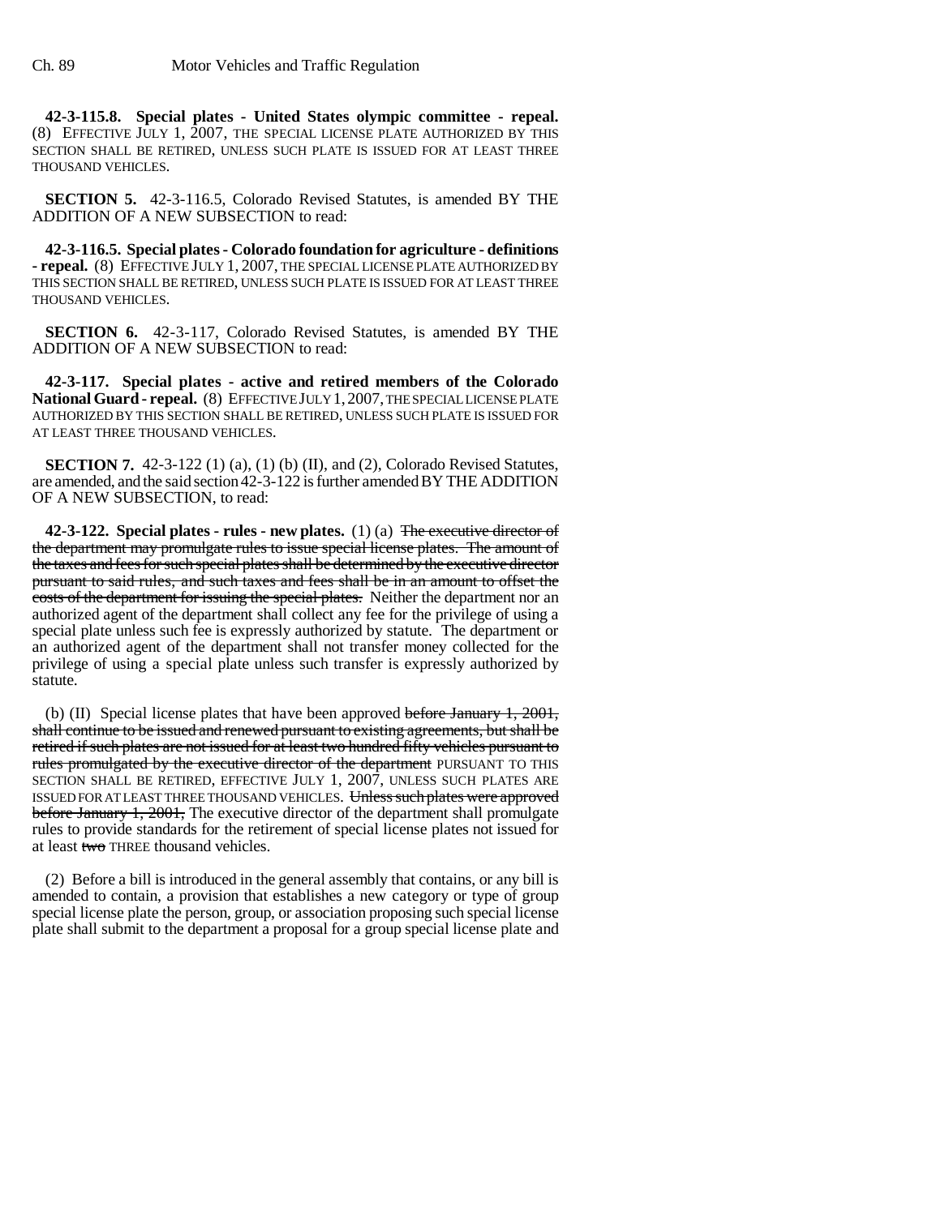**42-3-115.8. Special plates - United States olympic committee - repeal.** (8) EFFECTIVE JULY 1, 2007, THE SPECIAL LICENSE PLATE AUTHORIZED BY THIS SECTION SHALL BE RETIRED, UNLESS SUCH PLATE IS ISSUED FOR AT LEAST THREE THOUSAND VEHICLES.

**SECTION 5.** 42-3-116.5, Colorado Revised Statutes, is amended BY THE ADDITION OF A NEW SUBSECTION to read:

**42-3-116.5. Special plates - Colorado foundation for agriculture - definitions - repeal.** (8) EFFECTIVE JULY 1, 2007, THE SPECIAL LICENSE PLATE AUTHORIZED BY THIS SECTION SHALL BE RETIRED, UNLESS SUCH PLATE IS ISSUED FOR AT LEAST THREE THOUSAND VEHICLES.

**SECTION 6.** 42-3-117, Colorado Revised Statutes, is amended BY THE ADDITION OF A NEW SUBSECTION to read:

**42-3-117. Special plates - active and retired members of the Colorado National Guard - repeal.** (8) EFFECTIVE JULY 1, 2007, THE SPECIAL LICENSE PLATE AUTHORIZED BY THIS SECTION SHALL BE RETIRED, UNLESS SUCH PLATE IS ISSUED FOR AT LEAST THREE THOUSAND VEHICLES.

**SECTION 7.** 42-3-122 (1) (a), (1) (b) (II), and (2), Colorado Revised Statutes, are amended, and the said section 42-3-122 is further amended BY THE ADDITION OF A NEW SUBSECTION, to read:

**42-3-122. Special plates - rules - new plates.** (1) (a) ~~The executive director of the department may promulgate rules to issue special license plates. The amount of the taxes and fees for such special plates shall be determined by the executive director pursuant to said rules, and such taxes and fees shall be in an amount to offset the costs of the department for issuing the special plates.~~ Neither the department nor an authorized agent of the department shall collect any fee for the privilege of using a special plate unless such fee is expressly authorized by statute. The department or an authorized agent of the department shall not transfer money collected for the privilege of using a special plate unless such transfer is expressly authorized by statute.

(b) (II) Special license plates that have been approved ~~before January 1, 2001, shall continue to be issued and renewed pursuant to existing agreements, but shall be retired if such plates are not issued for at least two hundred fifty vehicles pursuant to rules promulgated by the executive director of the department~~ PURSUANT TO THIS SECTION SHALL BE RETIRED, EFFECTIVE JULY 1, 2007, UNLESS SUCH PLATES ARE ISSUED FOR AT LEAST THREE THOUSAND VEHICLES. ~~Unless such plates were approved before January 1, 2001,~~ The executive director of the department shall promulgate rules to provide standards for the retirement of special license plates not issued for at least ~~two~~ THREE thousand vehicles.

(2) Before a bill is introduced in the general assembly that contains, or any bill is amended to contain, a provision that establishes a new category or type of group special license plate the person, group, or association proposing such special license plate shall submit to the department a proposal for a group special license plate and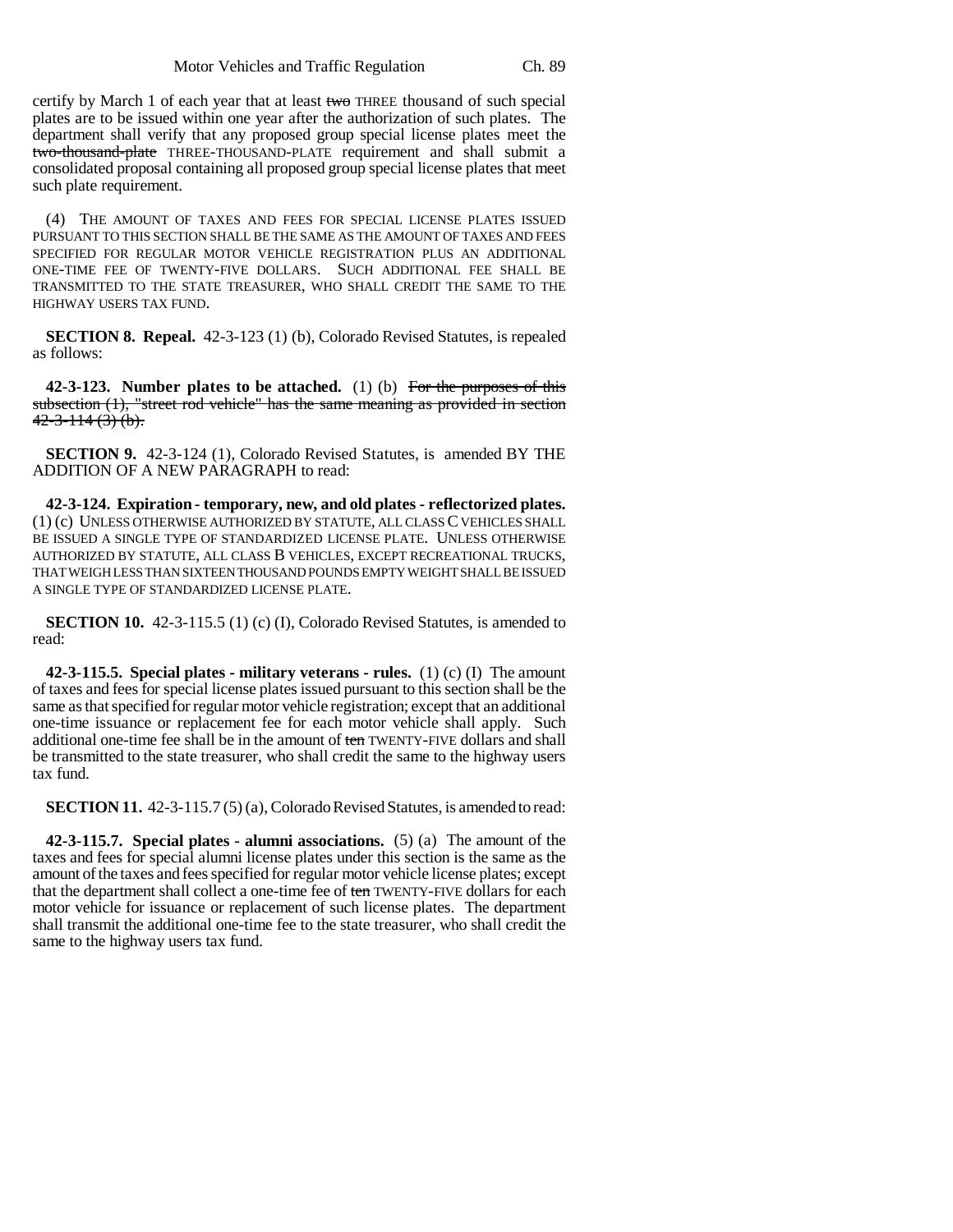certify by March 1 of each year that at least ~~two~~ THREE thousand of such special plates are to be issued within one year after the authorization of such plates. The department shall verify that any proposed group special license plates meet the ~~two-thousand-plate~~ THREE-THOUSAND-PLATE requirement and shall submit a consolidated proposal containing all proposed group special license plates that meet such plate requirement.

(4) THE AMOUNT OF TAXES AND FEES FOR SPECIAL LICENSE PLATES ISSUED PURSUANT TO THIS SECTION SHALL BE THE SAME AS THE AMOUNT OF TAXES AND FEES SPECIFIED FOR REGULAR MOTOR VEHICLE REGISTRATION PLUS AN ADDITIONAL ONE-TIME FEE OF TWENTY-FIVE DOLLARS. SUCH ADDITIONAL FEE SHALL BE TRANSMITTED TO THE STATE TREASURER, WHO SHALL CREDIT THE SAME TO THE HIGHWAY USERS TAX FUND.

**SECTION 8. Repeal.** 42-3-123 (1) (b), Colorado Revised Statutes, is repealed as follows:

**42-3-123. Number plates to be attached.** (1) (b) ~~For the purposes of this subsection (1), "street rod vehicle" has the same meaning as provided in section 42-3-114 (3) (b).~~

**SECTION 9.** 42-3-124 (1), Colorado Revised Statutes, is amended BY THE ADDITION OF A NEW PARAGRAPH to read:

**42-3-124. Expiration - temporary, new, and old plates - reflectorized plates.** (1) (c) UNLESS OTHERWISE AUTHORIZED BY STATUTE, ALL CLASS C VEHICLES SHALL BE ISSUED A SINGLE TYPE OF STANDARDIZED LICENSE PLATE. UNLESS OTHERWISE AUTHORIZED BY STATUTE, ALL CLASS B VEHICLES, EXCEPT RECREATIONAL TRUCKS, THAT WEIGH LESS THAN SIXTEEN THOUSAND POUNDS EMPTY WEIGHT SHALL BE ISSUED A SINGLE TYPE OF STANDARDIZED LICENSE PLATE.

**SECTION 10.** 42-3-115.5 (1) (c) (I), Colorado Revised Statutes, is amended to read:

**42-3-115.5. Special plates - military veterans - rules.** (1) (c) (I) The amount of taxes and fees for special license plates issued pursuant to this section shall be the same as that specified for regular motor vehicle registration; except that an additional one-time issuance or replacement fee for each motor vehicle shall apply. Such additional one-time fee shall be in the amount of ~~ten~~ TWENTY-FIVE dollars and shall be transmitted to the state treasurer, who shall credit the same to the highway users tax fund.

**SECTION 11.** 42-3-115.7 (5) (a), Colorado Revised Statutes, is amended to read:

**42-3-115.7. Special plates - alumni associations.** (5) (a) The amount of the taxes and fees for special alumni license plates under this section is the same as the amount of the taxes and fees specified for regular motor vehicle license plates; except that the department shall collect a one-time fee of ~~ten~~ TWENTY-FIVE dollars for each motor vehicle for issuance or replacement of such license plates. The department shall transmit the additional one-time fee to the state treasurer, who shall credit the same to the highway users tax fund.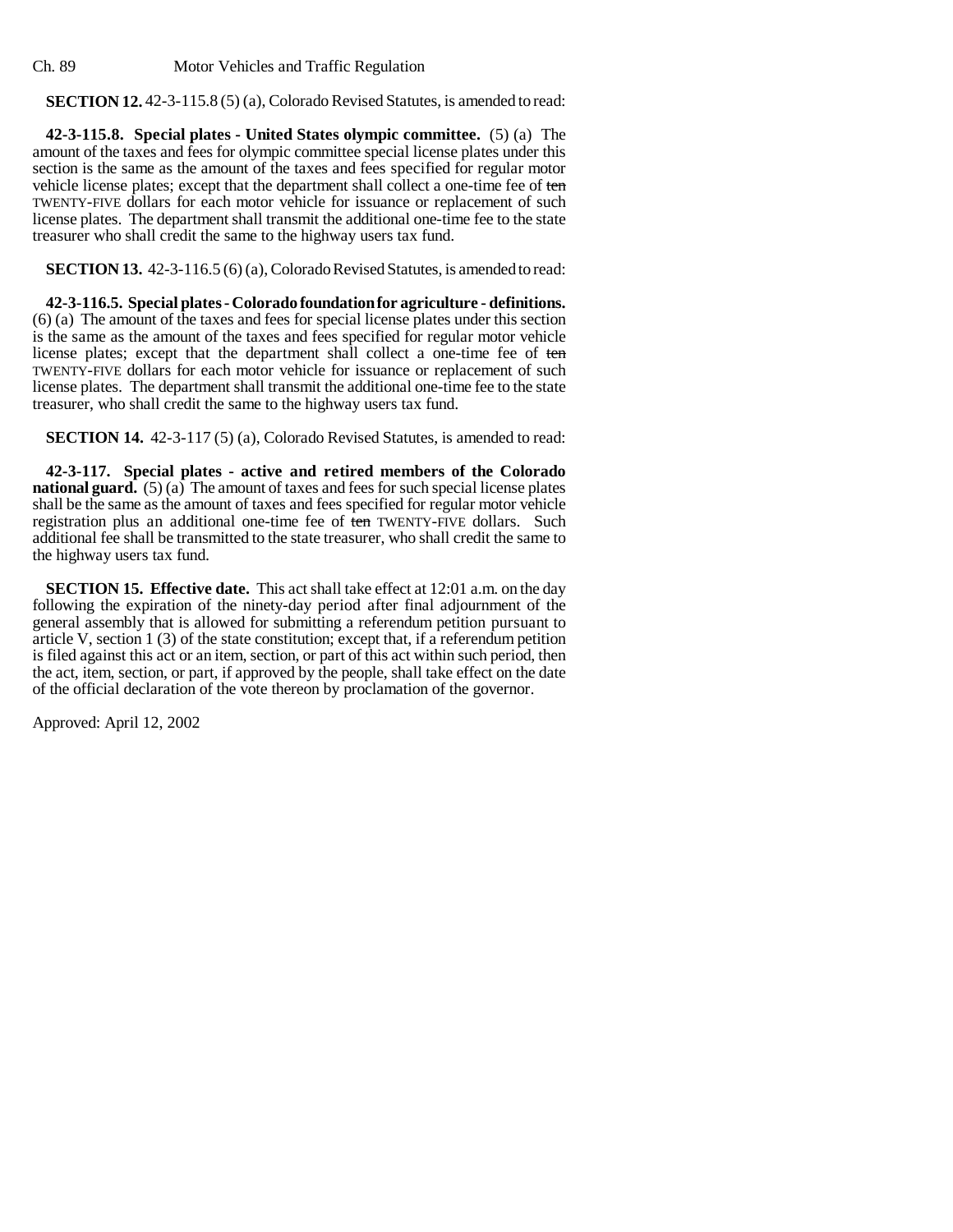**SECTION 12.** 42-3-115.8 (5) (a), Colorado Revised Statutes, is amended to read:

**42-3-115.8. Special plates - United States olympic committee.** (5) (a) The amount of the taxes and fees for olympic committee special license plates under this section is the same as the amount of the taxes and fees specified for regular motor vehicle license plates; except that the department shall collect a one-time fee of ~~ten~~ TWENTY-FIVE dollars for each motor vehicle for issuance or replacement of such license plates. The department shall transmit the additional one-time fee to the state treasurer who shall credit the same to the highway users tax fund.

**SECTION 13.** 42-3-116.5 (6) (a), Colorado Revised Statutes, is amended to read:

**42-3-116.5. Special plates - Colorado foundation for agriculture - definitions.** (6) (a) The amount of the taxes and fees for special license plates under this section is the same as the amount of the taxes and fees specified for regular motor vehicle license plates; except that the department shall collect a one-time fee of ~~ten~~ TWENTY-FIVE dollars for each motor vehicle for issuance or replacement of such license plates. The department shall transmit the additional one-time fee to the state treasurer, who shall credit the same to the highway users tax fund.

**SECTION 14.** 42-3-117 (5) (a), Colorado Revised Statutes, is amended to read:

**42-3-117. Special plates - active and retired members of the Colorado national guard.** (5) (a) The amount of taxes and fees for such special license plates shall be the same as the amount of taxes and fees specified for regular motor vehicle registration plus an additional one-time fee of ~~ten~~ TWENTY-FIVE dollars. Such additional fee shall be transmitted to the state treasurer, who shall credit the same to the highway users tax fund.

**SECTION 15. Effective date.** This act shall take effect at 12:01 a.m. on the day following the expiration of the ninety-day period after final adjournment of the general assembly that is allowed for submitting a referendum petition pursuant to article V, section 1 (3) of the state constitution; except that, if a referendum petition is filed against this act or an item, section, or part of this act within such period, then the act, item, section, or part, if approved by the people, shall take effect on the date of the official declaration of the vote thereon by proclamation of the governor.

Approved: April 12, 2002